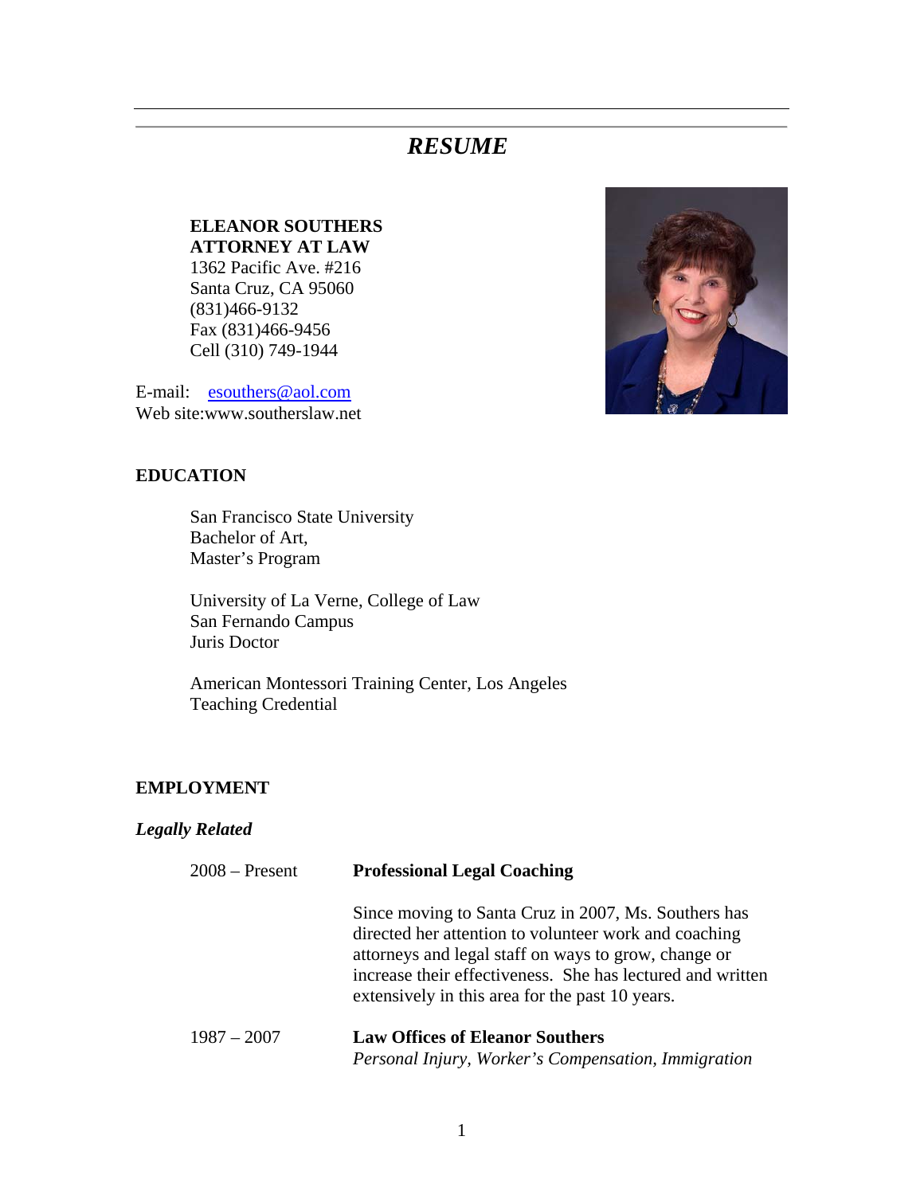# *RESUME*

**ELEANOR SOUTHERS**
**ATTORNEY AT LAW**
1362 Pacific Ave. #216
Santa Cruz, CA 95060
(831)466-9132
Fax (831)466-9456
Cell (310) 749-1944

E-mail: esouthers@aol.com
Web site:www.southerslaw.net

## EDUCATION

San Francisco State University
Bachelor of Art,
Master's Program

University of La Verne, College of Law
San Fernando Campus
Juris Doctor

American Montessori Training Center, Los Angeles
Teaching Credential

## EMPLOYMENT

### *Legally Related*

2008 – Present **Professional Legal Coaching**

Since moving to Santa Cruz in 2007, Ms. Southers has directed her attention to volunteer work and coaching attorneys and legal staff on ways to grow, change or increase their effectiveness. She has lectured and written extensively in this area for the past 10 years.

1987 – 2007 **Law Offices of Eleanor Southers**
*Personal Injury, Worker's Compensation, Immigration*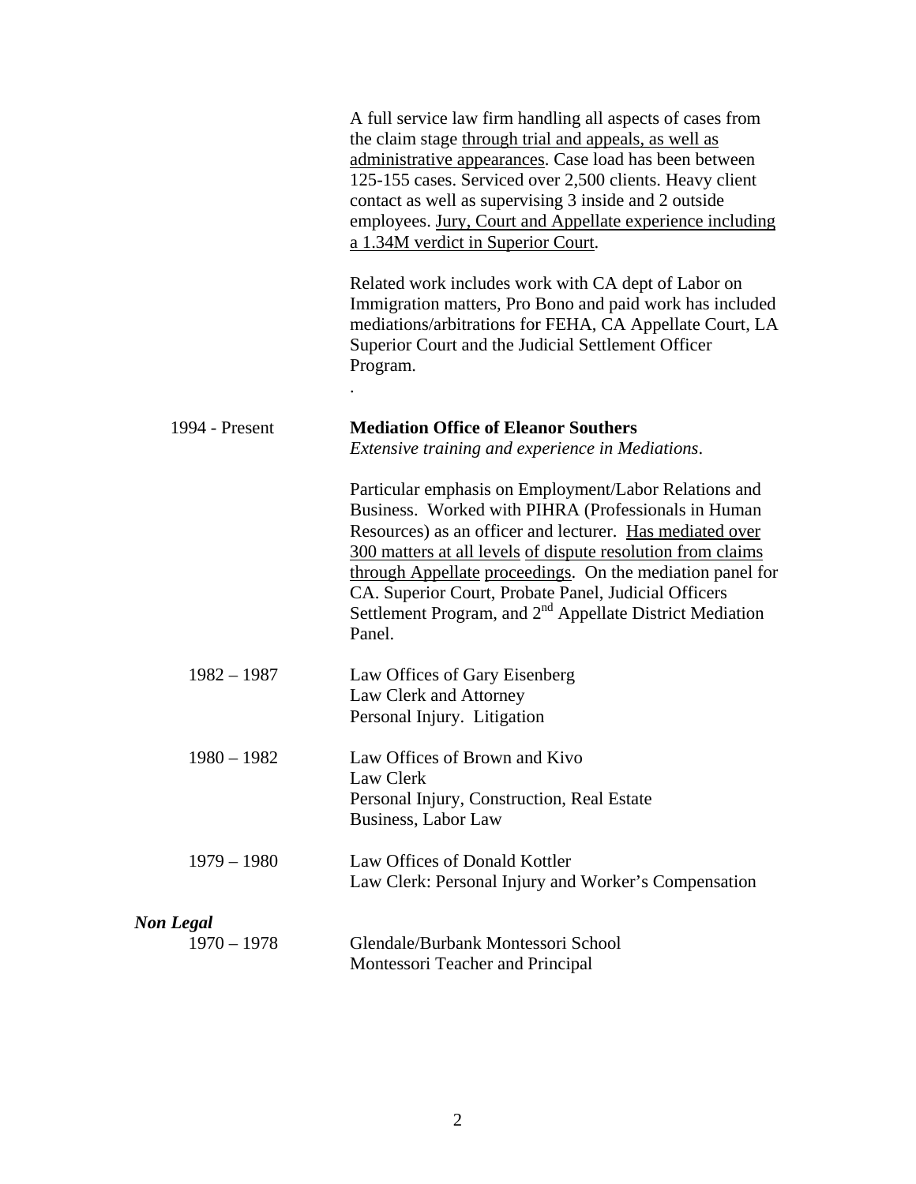A full service law firm handling all aspects of cases from the claim stage through trial and appeals, as well as administrative appearances. Case load has been between 125-155 cases. Serviced over 2,500 clients. Heavy client contact as well as supervising 3 inside and 2 outside employees. Jury, Court and Appellate experience including a 1.34M verdict in Superior Court.

Related work includes work with CA dept of Labor on Immigration matters, Pro Bono and paid work has included mediations/arbitrations for FEHA, CA Appellate Court, LA Superior Court and the Judicial Settlement Officer Program.

.

1994 - Present **Mediation Office of Eleanor Southers**
*Extensive training and experience in Mediations.*

Particular emphasis on Employment/Labor Relations and Business. Worked with PIHRA (Professionals in Human Resources) as an officer and lecturer. Has mediated over 300 matters at all levels of dispute resolution from claims through Appellate proceedings. On the mediation panel for CA. Superior Court, Probate Panel, Judicial Officers Settlement Program, and 2nd Appellate District Mediation Panel.

1982 – 1987 Law Offices of Gary Eisenberg
Law Clerk and Attorney
Personal Injury. Litigation

1980 – 1982 Law Offices of Brown and Kivo
Law Clerk
Personal Injury, Construction, Real Estate
Business, Labor Law

1979 – 1980 Law Offices of Donald Kottler
Law Clerk: Personal Injury and Worker's Compensation

***Non Legal***

1970 – 1978 Glendale/Burbank Montessori School
Montessori Teacher and Principal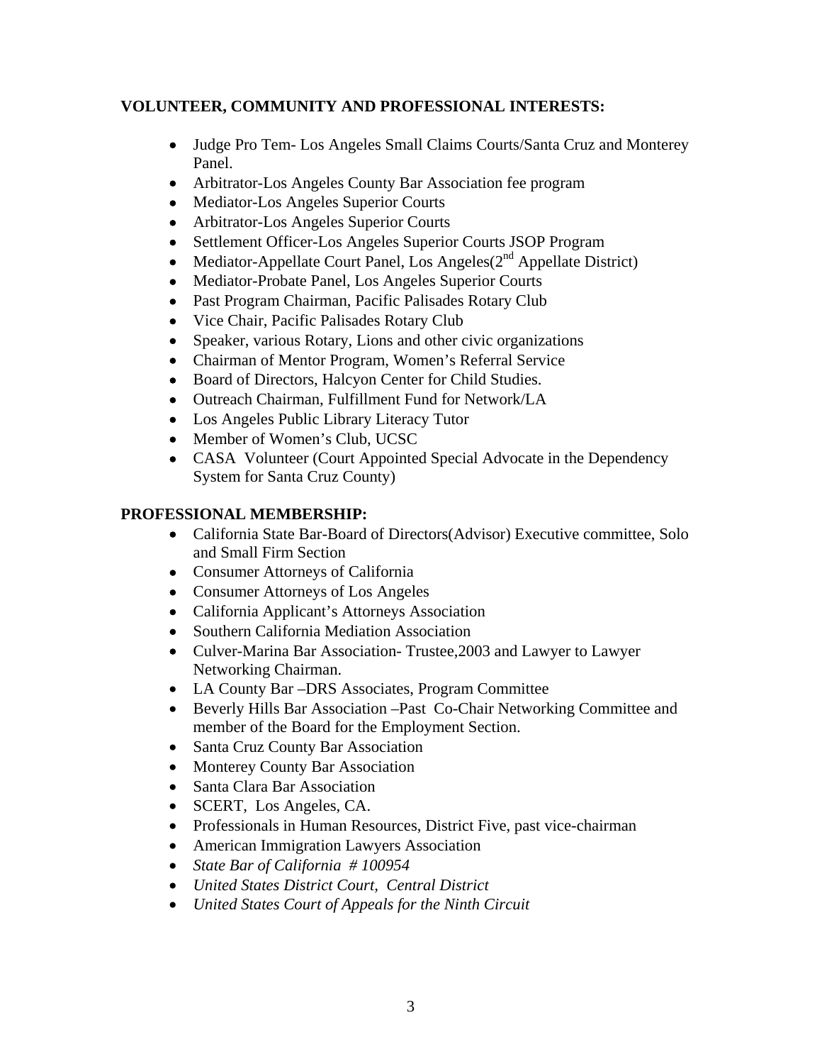**VOLUNTEER, COMMUNITY AND PROFESSIONAL INTERESTS:**

- Judge Pro Tem- Los Angeles Small Claims Courts/Santa Cruz and Monterey Panel.
- Arbitrator-Los Angeles County Bar Association fee program
- Mediator-Los Angeles Superior Courts
- Arbitrator-Los Angeles Superior Courts
- Settlement Officer-Los Angeles Superior Courts JSOP Program
- Mediator-Appellate Court Panel, Los Angeles(2nd Appellate District)
- Mediator-Probate Panel, Los Angeles Superior Courts
- Past Program Chairman, Pacific Palisades Rotary Club
- Vice Chair, Pacific Palisades Rotary Club
- Speaker, various Rotary, Lions and other civic organizations
- Chairman of Mentor Program, Women's Referral Service
- Board of Directors, Halcyon Center for Child Studies.
- Outreach Chairman, Fulfillment Fund for Network/LA
- Los Angeles Public Library Literacy Tutor
- Member of Women's Club, UCSC
- CASA Volunteer (Court Appointed Special Advocate in the Dependency System for Santa Cruz County)

**PROFESSIONAL MEMBERSHIP:**

- California State Bar-Board of Directors(Advisor) Executive committee, Solo and Small Firm Section
- Consumer Attorneys of California
- Consumer Attorneys of Los Angeles
- California Applicant's Attorneys Association
- Southern California Mediation Association
- Culver-Marina Bar Association- Trustee,2003 and Lawyer to Lawyer Networking Chairman.
- LA County Bar –DRS Associates, Program Committee
- Beverly Hills Bar Association –Past Co-Chair Networking Committee and member of the Board for the Employment Section.
- Santa Cruz County Bar Association
- Monterey County Bar Association
- Santa Clara Bar Association
- SCERT, Los Angeles, CA.
- Professionals in Human Resources, District Five, past vice-chairman
- American Immigration Lawyers Association
- *State Bar of California # 100954*
- *United States District Court, Central District*
- *United States Court of Appeals for the Ninth Circuit*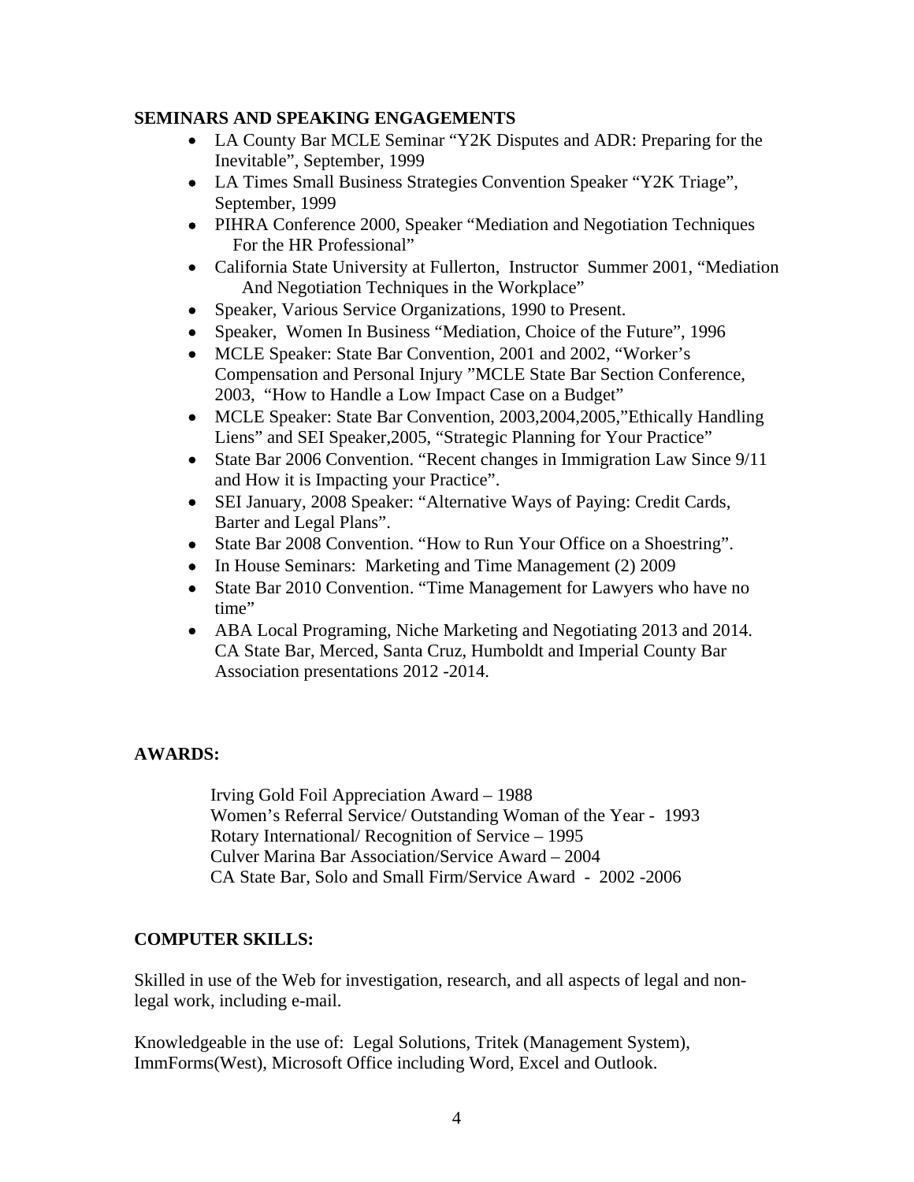## SEMINARS AND SPEAKING ENGAGEMENTS

- LA County Bar MCLE Seminar "Y2K Disputes and ADR: Preparing for the Inevitable", September, 1999
- LA Times Small Business Strategies Convention Speaker "Y2K Triage", September, 1999
- PIHRA Conference 2000, Speaker "Mediation and Negotiation Techniques For the HR Professional"
- California State University at Fullerton, Instructor Summer 2001, "Mediation And Negotiation Techniques in the Workplace"
- Speaker, Various Service Organizations, 1990 to Present.
- Speaker, Women In Business "Mediation, Choice of the Future", 1996
- MCLE Speaker: State Bar Convention, 2001 and 2002, "Worker's Compensation and Personal Injury "MCLE State Bar Section Conference, 2003, "How to Handle a Low Impact Case on a Budget"
- MCLE Speaker: State Bar Convention, 2003,2004,2005,"Ethically Handling Liens" and SEI Speaker,2005, "Strategic Planning for Your Practice"
- State Bar 2006 Convention. "Recent changes in Immigration Law Since 9/11 and How it is Impacting your Practice".
- SEI January, 2008 Speaker: "Alternative Ways of Paying: Credit Cards, Barter and Legal Plans".
- State Bar 2008 Convention. "How to Run Your Office on a Shoestring".
- In House Seminars: Marketing and Time Management (2) 2009
- State Bar 2010 Convention. "Time Management for Lawyers who have no time"
- ABA Local Programing, Niche Marketing and Negotiating 2013 and 2014. CA State Bar, Merced, Santa Cruz, Humboldt and Imperial County Bar Association presentations 2012 -2014.

## AWARDS:

Irving Gold Foil Appreciation Award – 1988
Women's Referral Service/ Outstanding Woman of the Year - 1993
Rotary International/ Recognition of Service – 1995
Culver Marina Bar Association/Service Award – 2004
CA State Bar, Solo and Small Firm/Service Award - 2002 -2006

## COMPUTER SKILLS:

Skilled in use of the Web for investigation, research, and all aspects of legal and non-legal work, including e-mail.

Knowledgeable in the use of: Legal Solutions, Tritek (Management System), ImmForms(West), Microsoft Office including Word, Excel and Outlook.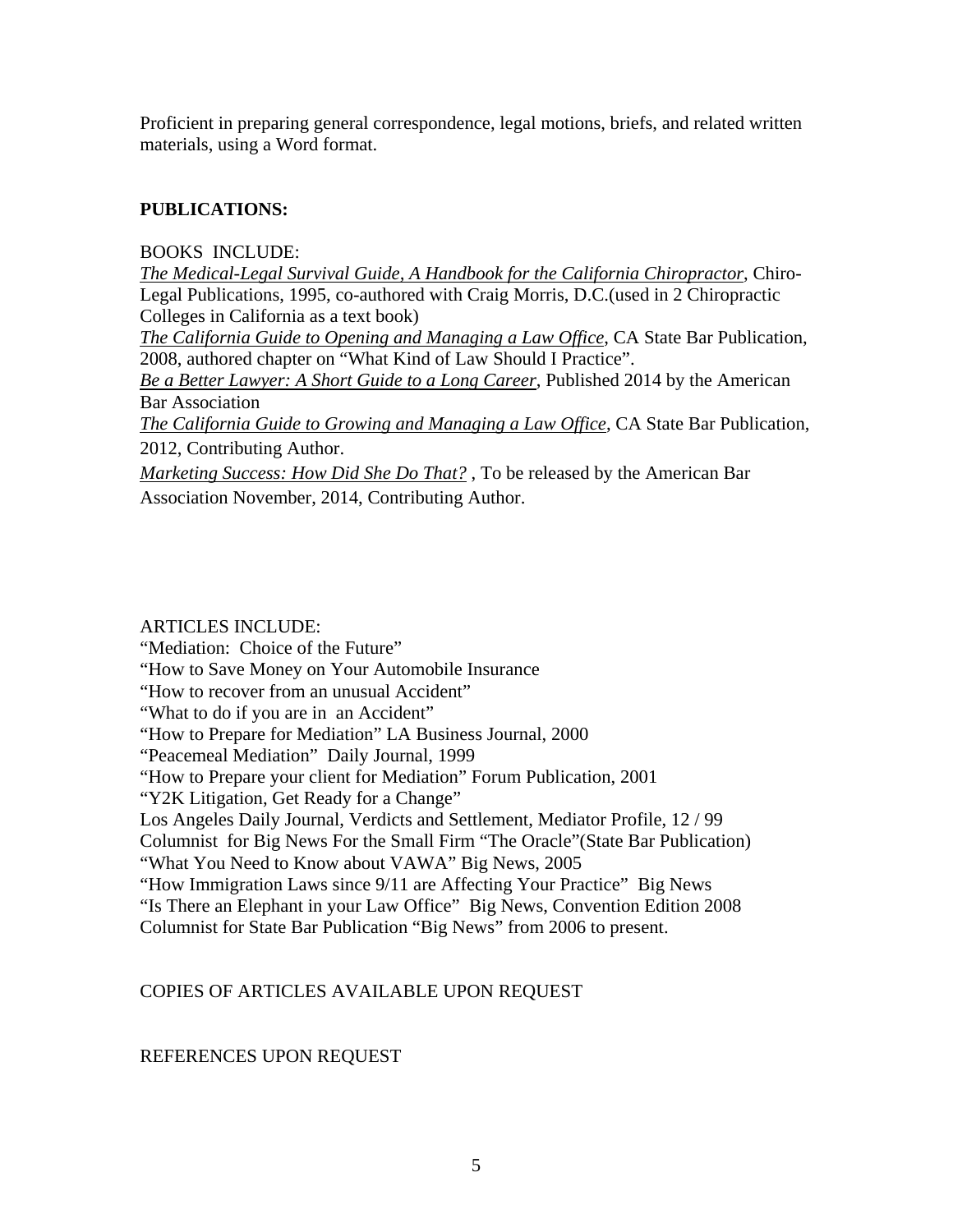Proficient in preparing general correspondence, legal motions, briefs, and related written materials, using a Word format.

**PUBLICATIONS:**

BOOKS INCLUDE:

*The Medical-Legal Survival Guide, A Handbook for the California Chiropractor*, Chiro-Legal Publications, 1995, co-authored with Craig Morris, D.C.(used in 2 Chiropractic Colleges in California as a text book)

*The California Guide to Opening and Managing a Law Office*, CA State Bar Publication, 2008, authored chapter on "What Kind of Law Should I Practice".

*Be a Better Lawyer: A Short Guide to a Long Career*, Published 2014 by the American Bar Association

*The California Guide to Growing and Managing a Law Office*, CA State Bar Publication, 2012, Contributing Author.

*Marketing Success: How Did She Do That?* , To be released by the American Bar Association November, 2014, Contributing Author.

ARTICLES INCLUDE:

"Mediation: Choice of the Future"
"How to Save Money on Your Automobile Insurance
"How to recover from an unusual Accident"
"What to do if you are in an Accident"
"How to Prepare for Mediation" LA Business Journal, 2000
"Peacemeal Mediation" Daily Journal, 1999
"How to Prepare your client for Mediation" Forum Publication, 2001
"Y2K Litigation, Get Ready for a Change"
Los Angeles Daily Journal, Verdicts and Settlement, Mediator Profile, 12 / 99
Columnist for Big News For the Small Firm "The Oracle"(State Bar Publication)
"What You Need to Know about VAWA" Big News, 2005
"How Immigration Laws since 9/11 are Affecting Your Practice" Big News
"Is There an Elephant in your Law Office" Big News, Convention Edition 2008
Columnist for State Bar Publication "Big News" from 2006 to present.

COPIES OF ARTICLES AVAILABLE UPON REQUEST

REFERENCES UPON REQUEST